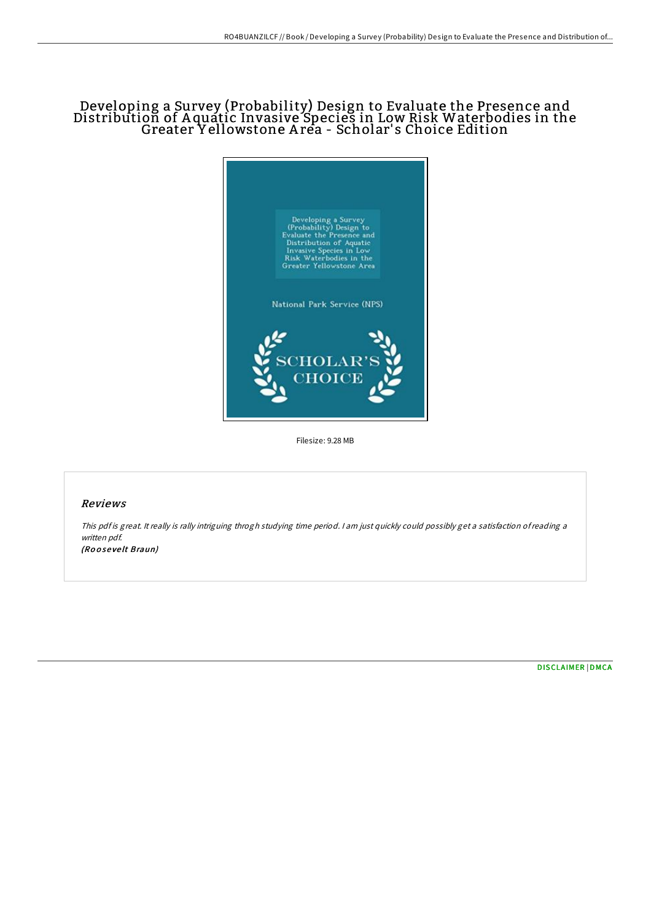# Developing a Survey (Probability) Design to Evaluate the Presence and Distribution of Aquatic Invasive Species in Low Risk Waterbodies in the Greater Yellowstone Area - Scholar's Choice Edition

Filesize: 9.28 MB

## Reviews

*This pdf is great. It really is rally intriguing throgh studying time period. I am just quickly could possibly get a satisfaction of reading a written pdf.*

***(Roosevelt Braun)***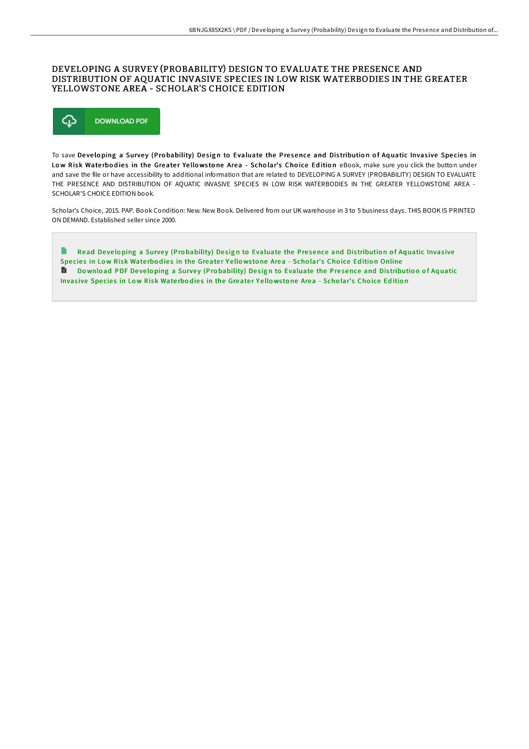# DEVELOPING A SURVEY (PROBABILITY) DESIGN TO EVALUATE THE PRESENCE AND DISTRIBUTION OF AQUATIC INVASIVE SPECIES IN LOW RISK WATERBODIES IN THE GREATER YELLOWSTONE AREA - SCHOLAR'S CHOICE EDITION

DOWNLOAD PDF

To save **Developing a Survey (Probability) Design to Evaluate the Presence and Distribution of Aquatic Invasive Species in Low Risk Waterbodies in the Greater Yellowstone Area - Scholar's Choice Edition** eBook, make sure you click the button under and save the file or have accessibility to additional information that are related to DEVELOPING A SURVEY (PROBABILITY) DESIGN TO EVALUATE THE PRESENCE AND DISTRIBUTION OF AQUATIC INVASIVE SPECIES IN LOW RISK WATERBODIES IN THE GREATER YELLOWSTONE AREA - SCHOLAR'S CHOICE EDITION book.

Scholar's Choice, 2015. PAP. Book Condition: New. New Book. Delivered from our UK warehouse in 3 to 5 business days. THIS BOOK IS PRINTED ON DEMAND. Established seller since 2000.

Read Developing a Survey (Probability) Design to Evaluate the Presence and Distribution of Aquatic Invasive Species in Low Risk Waterbodies in the Greater Yellowstone Area - Scholar's Choice Edition Online

Download PDF Developing a Survey (Probability) Design to Evaluate the Presence and Distribution of Aquatic Invasive Species in Low Risk Waterbodies in the Greater Yellowstone Area - Scholar's Choice Edition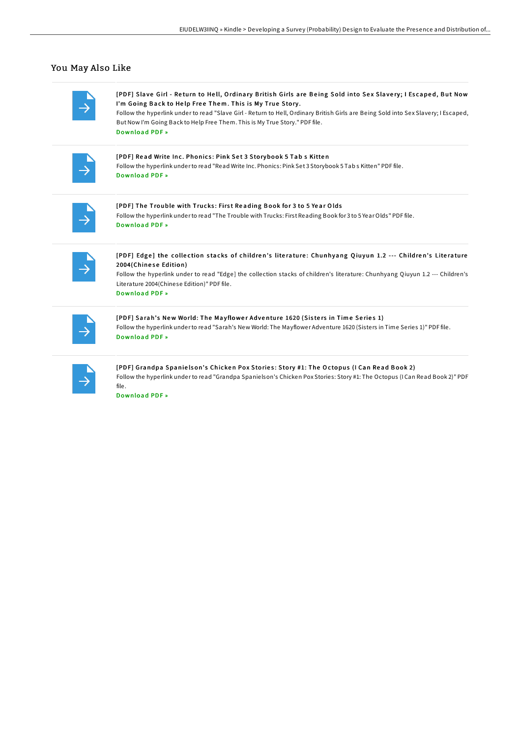## You May Also Like

**[PDF] Slave Girl - Return to Hell, Ordinary British Girls are Being Sold into Sex Slavery; I Escaped, But Now I'm Going Back to Help Free Them. This is My True Story.**

Follow the hyperlink under to read "Slave Girl - Return to Hell, Ordinary British Girls are Being Sold into Sex Slavery; I Escaped, But Now I'm Going Back to Help Free Them. This is My True Story." PDF file.

Download PDF »

**[PDF] Read Write Inc. Phonics: Pink Set 3 Storybook 5 Tab s Kitten**

Follow the hyperlink under to read "Read Write Inc. Phonics: Pink Set 3 Storybook 5 Tab s Kitten" PDF file.

Download PDF »

**[PDF] The Trouble with Trucks: First Reading Book for 3 to 5 Year Olds**

Follow the hyperlink under to read "The Trouble with Trucks: First Reading Book for 3 to 5 Year Olds" PDF file.

Download PDF »

**[PDF] Edge] the collection stacks of children's literature: Chunhyang Qiuyun 1.2 --- Children's Literature 2004(Chinese Edition)**

Follow the hyperlink under to read "Edge] the collection stacks of children's literature: Chunhyang Qiuyun 1.2 --- Children's Literature 2004(Chinese Edition)" PDF file.

Download PDF »

**[PDF] Sarah's New World: The Mayflower Adventure 1620 (Sisters in Time Series 1)**

Follow the hyperlink under to read "Sarah's New World: The Mayflower Adventure 1620 (Sisters in Time Series 1)" PDF file.

Download PDF »

**[PDF] Grandpa Spanielson's Chicken Pox Stories: Story #1: The Octopus (I Can Read Book 2)**

Follow the hyperlink under to read "Grandpa Spanielson's Chicken Pox Stories: Story #1: The Octopus (I Can Read Book 2)" PDF file.

Download PDF »